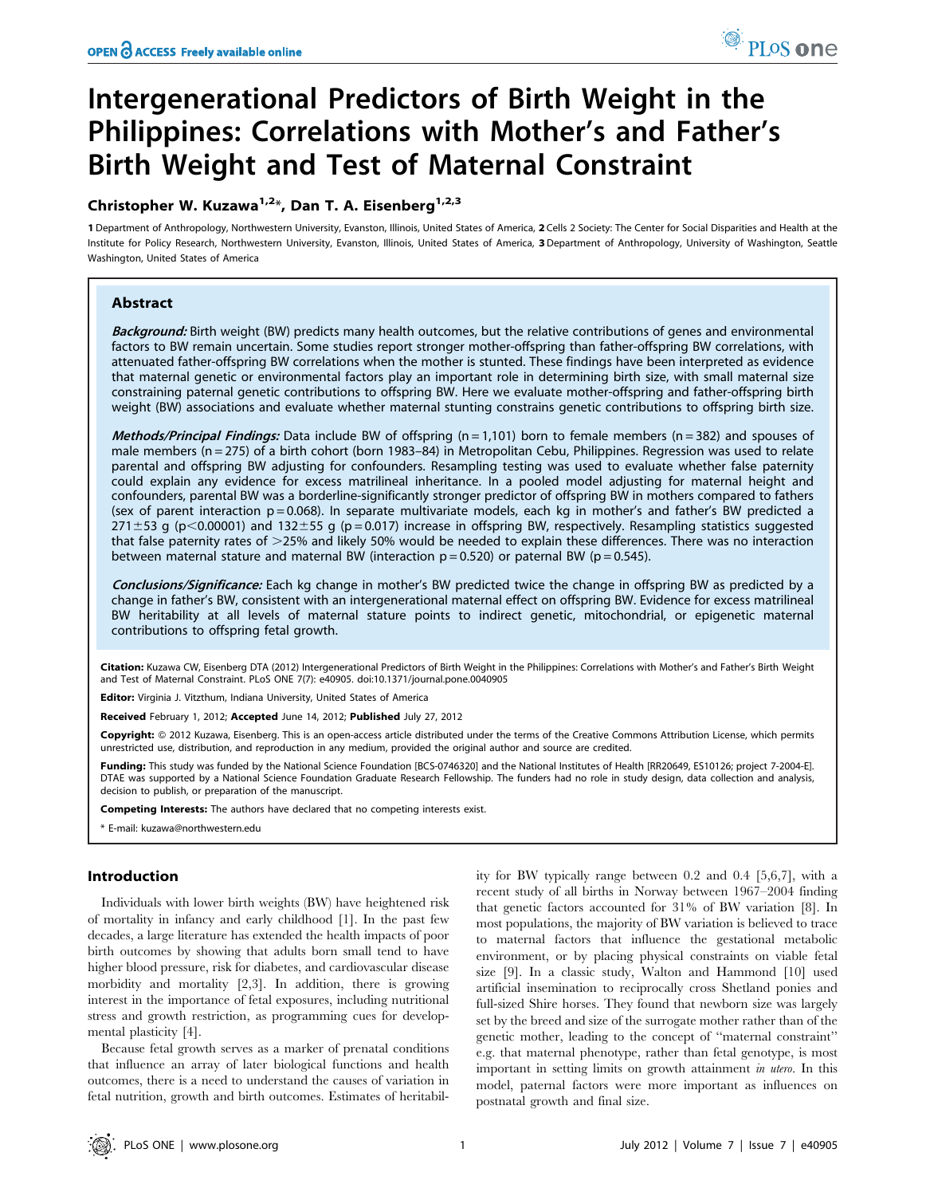# Intergenerational Predictors of Birth Weight in the Philippines: Correlations with Mother's and Father's Birth Weight and Test of Maternal Constraint

**Christopher W. Kuzawa[1,2]*, Dan T. A. Eisenberg[1,2,3]**

1 Department of Anthropology, Northwestern University, Evanston, Illinois, United States of America, 2 Cells 2 Society: The Center for Social Disparities and Health at the Institute for Policy Research, Northwestern University, Evanston, Illinois, United States of America, 3 Department of Anthropology, University of Washington, Seattle Washington, United States of America

## Abstract

***Background:*** Birth weight (BW) predicts many health outcomes, but the relative contributions of genes and environmental factors to BW remain uncertain. Some studies report stronger mother-offspring than father-offspring BW correlations, with attenuated father-offspring BW correlations when the mother is stunted. These findings have been interpreted as evidence that maternal genetic or environmental factors play an important role in determining birth size, with small maternal size constraining paternal genetic contributions to offspring BW. Here we evaluate mother-offspring and father-offspring birth weight (BW) associations and evaluate whether maternal stunting constrains genetic contributions to offspring birth size.

***Methods/Principal Findings:*** Data include BW of offspring (n = 1,101) born to female members (n = 382) and spouses of male members (n = 275) of a birth cohort (born 1983–84) in Metropolitan Cebu, Philippines. Regression was used to relate parental and offspring BW adjusting for confounders. Resampling testing was used to evaluate whether false paternity could explain any evidence for excess matrilineal inheritance. In a pooled model adjusting for maternal height and confounders, parental BW was a borderline-significantly stronger predictor of offspring BW in mothers compared to fathers (sex of parent interaction p = 0.068). In separate multivariate models, each kg in mother's and father's BW predicted a 271±53 g ($p<0.00001$) and 132±55 g (p = 0.017) increase in offspring BW, respectively. Resampling statistics suggested that false paternity rates of >25% and likely 50% would be needed to explain these differences. There was no interaction between maternal stature and maternal BW (interaction p = 0.520) or paternal BW (p = 0.545).

***Conclusions/Significance:*** Each kg change in mother's BW predicted twice the change in offspring BW as predicted by a change in father's BW, consistent with an intergenerational maternal effect on offspring BW. Evidence for excess matrilineal BW heritability at all levels of maternal stature points to indirect genetic, mitochondrial, or epigenetic maternal contributions to offspring fetal growth.

**Citation:** Kuzawa CW, Eisenberg DTA (2012) Intergenerational Predictors of Birth Weight in the Philippines: Correlations with Mother's and Father's Birth Weight and Test of Maternal Constraint. PLoS ONE 7(7): e40905. doi:10.1371/journal.pone.0040905

**Editor:** Virginia J. Vitzthum, Indiana University, United States of America

**Received** February 1, 2012; **Accepted** June 14, 2012; **Published** July 27, 2012

**Copyright:** © 2012 Kuzawa, Eisenberg. This is an open-access article distributed under the terms of the Creative Commons Attribution License, which permits unrestricted use, distribution, and reproduction in any medium, provided the original author and source are credited.

**Funding:** This study was funded by the National Science Foundation [BCS-0746320] and the National Institutes of Health [RR20649, ES10126; project 7-2004-E]. DTAE was supported by a National Science Foundation Graduate Research Fellowship. The funders had no role in study design, data collection and analysis, decision to publish, or preparation of the manuscript.

**Competing Interests:** The authors have declared that no competing interests exist.

* E-mail: kuzawa@northwestern.edu

## Introduction

Individuals with lower birth weights (BW) have heightened risk of mortality in infancy and early childhood [1]. In the past few decades, a large literature has extended the health impacts of poor birth outcomes by showing that adults born small tend to have higher blood pressure, risk for diabetes, and cardiovascular disease morbidity and mortality [2,3]. In addition, there is growing interest in the importance of fetal exposures, including nutritional stress and growth restriction, as programming cues for developmental plasticity [4].

Because fetal growth serves as a marker of prenatal conditions that influence an array of later biological functions and health outcomes, there is a need to understand the causes of variation in fetal nutrition, growth and birth outcomes. Estimates of heritability for BW typically range between 0.2 and 0.4 [5,6,7], with a recent study of all births in Norway between 1967–2004 finding that genetic factors accounted for 31% of BW variation [8]. In most populations, the majority of BW variation is believed to trace to maternal factors that influence the gestational metabolic environment, or by placing physical constraints on viable fetal size [9]. In a classic study, Walton and Hammond [10] used artificial insemination to reciprocally cross Shetland ponies and full-sized Shire horses. They found that newborn size was largely set by the breed and size of the surrogate mother rather than of the genetic mother, leading to the concept of "maternal constraint" e.g. that maternal phenotype, rather than fetal genotype, is most important in setting limits on growth attainment *in utero*. In this model, paternal factors were more important as influences on postnatal growth and final size.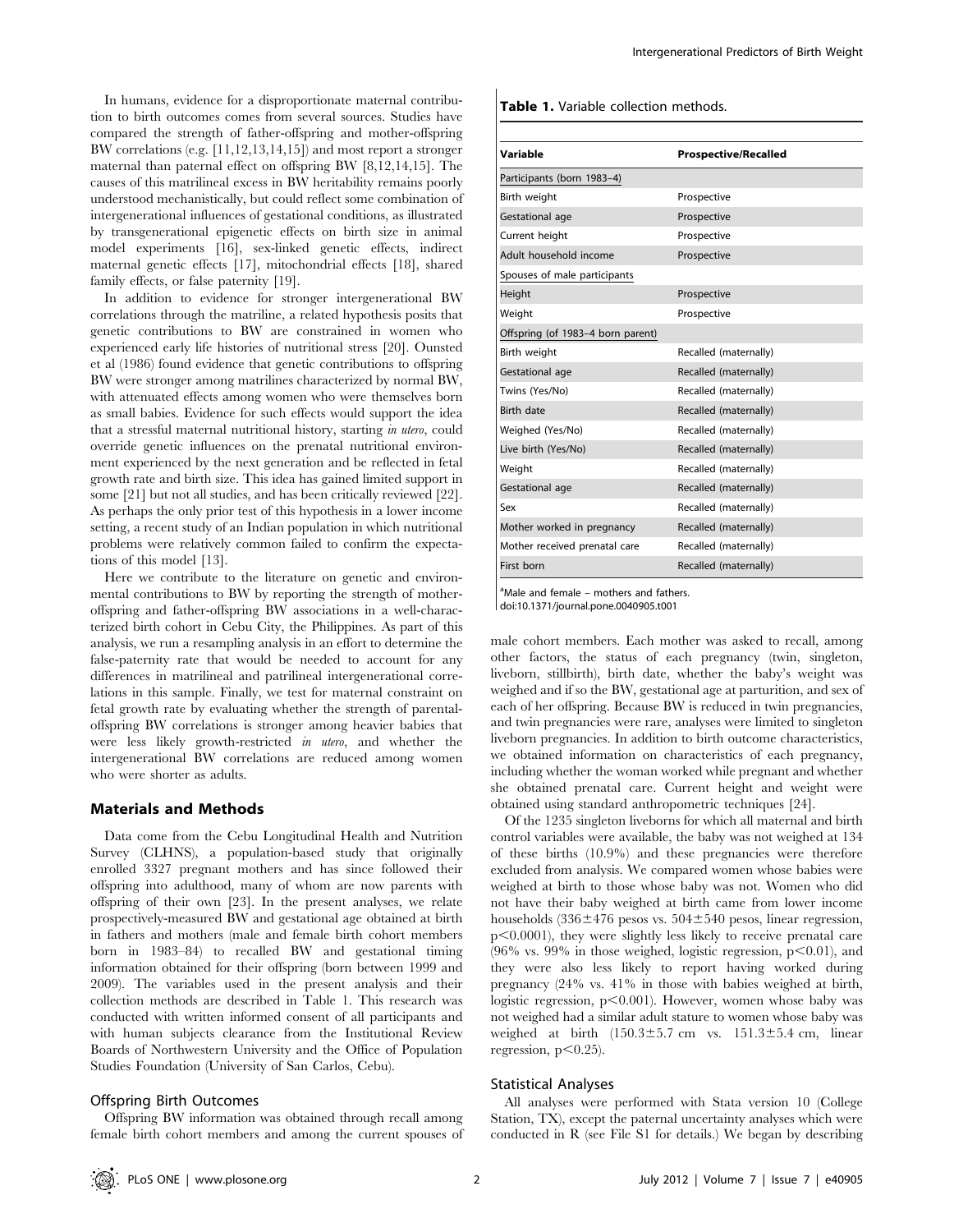In humans, evidence for a disproportionate maternal contribution to birth outcomes comes from several sources. Studies have compared the strength of father-offspring and mother-offspring BW correlations (e.g. [11,12,13,14,15]) and most report a stronger maternal than paternal effect on offspring BW [8,12,14,15]. The causes of this matrilineal excess in BW heritability remains poorly understood mechanistically, but could reflect some combination of intergenerational influences of gestational conditions, as illustrated by transgenerational epigenetic effects on birth size in animal model experiments [16], sex-linked genetic effects, indirect maternal genetic effects [17], mitochondrial effects [18], shared family effects, or false paternity [19].

In addition to evidence for stronger intergenerational BW correlations through the matriline, a related hypothesis posits that genetic contributions to BW are constrained in women who experienced early life histories of nutritional stress [20]. Ounsted et al (1986) found evidence that genetic contributions to offspring BW were stronger among matrilines characterized by normal BW, with attenuated effects among women who were themselves born as small babies. Evidence for such effects would support the idea that a stressful maternal nutritional history, starting *in utero*, could override genetic influences on the prenatal nutritional environment experienced by the next generation and be reflected in fetal growth rate and birth size. This idea has gained limited support in some [21] but not all studies, and has been critically reviewed [22]. As perhaps the only prior test of this hypothesis in a lower income setting, a recent study of an Indian population in which nutritional problems were relatively common failed to confirm the expectations of this model [13].

Here we contribute to the literature on genetic and environmental contributions to BW by reporting the strength of mother-offspring and father-offspring BW associations in a well-characterized birth cohort in Cebu City, the Philippines. As part of this analysis, we run a resampling analysis in an effort to determine the false-paternity rate that would be needed to account for any differences in matrilineal and patrilineal intergenerational correlations in this sample. Finally, we test for maternal constraint on fetal growth rate by evaluating whether the strength of parental-offspring BW correlations is stronger among heavier babies that were less likely growth-restricted *in utero*, and whether the intergenerational BW correlations are reduced among women who were shorter as adults.

## Materials and Methods

Data come from the Cebu Longitudinal Health and Nutrition Survey (CLHNS), a population-based study that originally enrolled 3327 pregnant mothers and has since followed their offspring into adulthood, many of whom are now parents with offspring of their own [23]. In the present analyses, we relate prospectively-measured BW and gestational age obtained at birth in fathers and mothers (male and female birth cohort members born in 1983–84) to recalled BW and gestational timing information obtained for their offspring (born between 1999 and 2009). The variables used in the present analysis and their collection methods are described in Table 1. This research was conducted with written informed consent of all participants and with human subjects clearance from the Institutional Review Boards of Northwestern University and the Office of Population Studies Foundation (University of San Carlos, Cebu).

### Offspring Birth Outcomes

Offspring BW information was obtained through recall among female birth cohort members and among the current spouses of male cohort members. Each mother was asked to recall, among other factors, the status of each pregnancy (twin, singleton, liveborn, stillbirth), birth date, whether the baby's weight was weighed and if so the BW, gestational age at parturition, and sex of each of her offspring. Because BW is reduced in twin pregnancies, and twin pregnancies were rare, analyses were limited to singleton liveborn pregnancies. In addition to birth outcome characteristics, we obtained information on characteristics of each pregnancy, including whether the woman worked while pregnant and whether she obtained prenatal care. Current height and weight were obtained using standard anthropometric techniques [24].

**Table 1.** Variable collection methods.

| Variable | Prospective/Recalled |
|---|---|
| Participants (born 1983–4) | |
| Birth weight | Prospective |
| Gestational age | Prospective |
| Current height | Prospective |
| Adult household income | Prospective |
| Spouses of male participants | |
| Height | Prospective |
| Weight | Prospective |
| Offspring (of 1983–4 born parent) | |
| Birth weight | Recalled (maternally) |
| Gestational age | Recalled (maternally) |
| Twins (Yes/No) | Recalled (maternally) |
| Birth date | Recalled (maternally) |
| Weighed (Yes/No) | Recalled (maternally) |
| Live birth (Yes/No) | Recalled (maternally) |
| Weight | Recalled (maternally) |
| Gestational age | Recalled (maternally) |
| Sex | Recalled (maternally) |
| Mother worked in pregnancy | Recalled (maternally) |
| Mother received prenatal care | Recalled (maternally) |
| First born | Recalled (maternally) |

[a]Male and female – mothers and fathers.
doi:10.1371/journal.pone.0040905.t001

Of the 1235 singleton liveborns for which all maternal and birth control variables were available, the baby was not weighed at 134 of these births (10.9%) and these pregnancies were therefore excluded from analysis. We compared women whose babies were weighed at birth to those whose baby was not. Women who did not have their baby weighed at birth came from lower income households (336±476 pesos vs. 504±540 pesos, linear regression, $p<0.0001$), they were slightly less likely to receive prenatal care (96% vs. 99% in those weighed, logistic regression, $p<0.01$), and they were also less likely to report having worked during pregnancy (24% vs. 41% in those with babies weighed at birth, logistic regression, $p<0.001$). However, women whose baby was not weighed had a similar adult stature to women whose baby was weighed at birth (150.3±5.7 cm vs. 151.3±5.4 cm, linear regression, $p<0.25$).

### Statistical Analyses

All analyses were performed with Stata version 10 (College Station, TX), except the paternal uncertainty analyses which were conducted in R (see File S1 for details.) We began by describing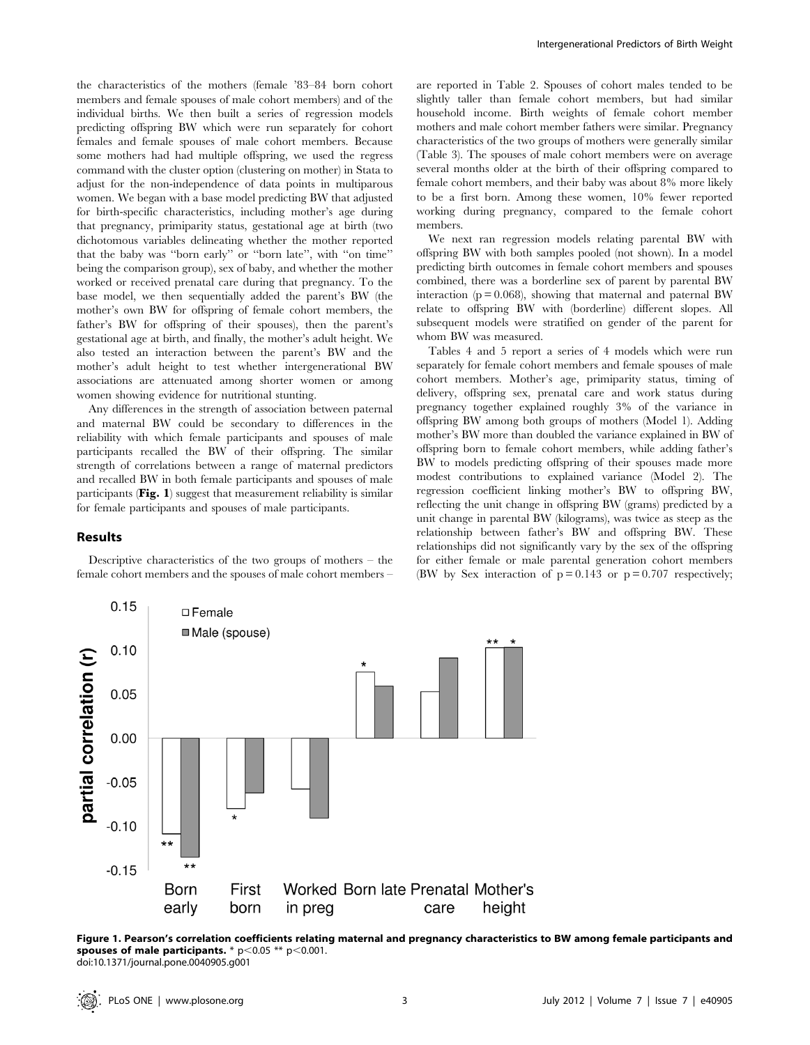the characteristics of the mothers (female '83–84 born cohort members and female spouses of male cohort members) and of the individual births. We then built a series of regression models predicting offspring BW which were run separately for cohort females and female spouses of male cohort members. Because some mothers had had multiple offspring, we used the regress command with the cluster option (clustering on mother) in Stata to adjust for the non-independence of data points in multiparous women. We began with a base model predicting BW that adjusted for birth-specific characteristics, including mother's age during that pregnancy, primiparity status, gestational age at birth (two dichotomous variables delineating whether the mother reported that the baby was "born early" or "born late", with "on time" being the comparison group), sex of baby, and whether the mother worked or received prenatal care during that pregnancy. To the base model, we then sequentially added the parent's BW (the mother's own BW for offspring of female cohort members, the father's BW for offspring of their spouses), then the parent's gestational age at birth, and finally, the mother's adult height. We also tested an interaction between the parent's BW and the mother's adult height to test whether intergenerational BW associations are attenuated among shorter women or among women showing evidence for nutritional stunting.

Any differences in the strength of association between paternal and maternal BW could be secondary to differences in the reliability with which female participants and spouses of male participants recalled the BW of their offspring. The similar strength of correlations between a range of maternal predictors and recalled BW in both female participants and spouses of male participants (**Fig. 1**) suggest that measurement reliability is similar for female participants and spouses of male participants.

## Results

Descriptive characteristics of the two groups of mothers – the female cohort members and the spouses of male cohort members – are reported in Table 2. Spouses of cohort males tended to be slightly taller than female cohort members, but had similar household income. Birth weights of female cohort member mothers and male cohort member fathers were similar. Pregnancy characteristics of the two groups of mothers were generally similar (Table 3). The spouses of male cohort members were on average several months older at the birth of their offspring compared to female cohort members, and their baby was about 8% more likely to be a first born. Among these women, 10% fewer reported working during pregnancy, compared to the female cohort members.

We next ran regression models relating parental BW with offspring BW with both samples pooled (not shown). In a model predicting birth outcomes in female cohort members and spouses combined, there was a borderline sex of parent by parental BW interaction ($p = 0.068$), showing that maternal and paternal BW relate to offspring BW with (borderline) different slopes. All subsequent models were stratified on gender of the parent for whom BW was measured.

Tables 4 and 5 report a series of 4 models which were run separately for female cohort members and female spouses of male cohort members. Mother's age, primiparity status, timing of delivery, offspring sex, prenatal care and work status during pregnancy together explained roughly 3% of the variance in offspring BW among both groups of mothers (Model 1). Adding mother's BW more than doubled the variance explained in BW of offspring born to female cohort members, while adding father's BW to models predicting offspring of their spouses made more modest contributions to explained variance (Model 2). The regression coefficient linking mother's BW to offspring BW, reflecting the unit change in offspring BW (grams) predicted by a unit change in parental BW (kilograms), was twice as steep as the relationship between father's BW and offspring BW. These relationships did not significantly vary by the sex of the offspring for either female or male parental generation cohort members (BW by Sex interaction of $p = 0.143$ or $p = 0.707$ respectively;

partial correlation (r)
0.15
0.10
0.05
0.00
-0.05
-0.10
-0.15
□ Female
■ Male (spouse)
** *
*
*
**
**
Born early
First born
Worked in preg
Born late
Prenatal care
Mother's height

**Figure 1. Pearson's correlation coefficients relating maternal and pregnancy characteristics to BW among female participants and spouses of male participants.** * $p<0.05$ ** $p<0.001$.
doi:10.1371/journal.pone.0040905.g001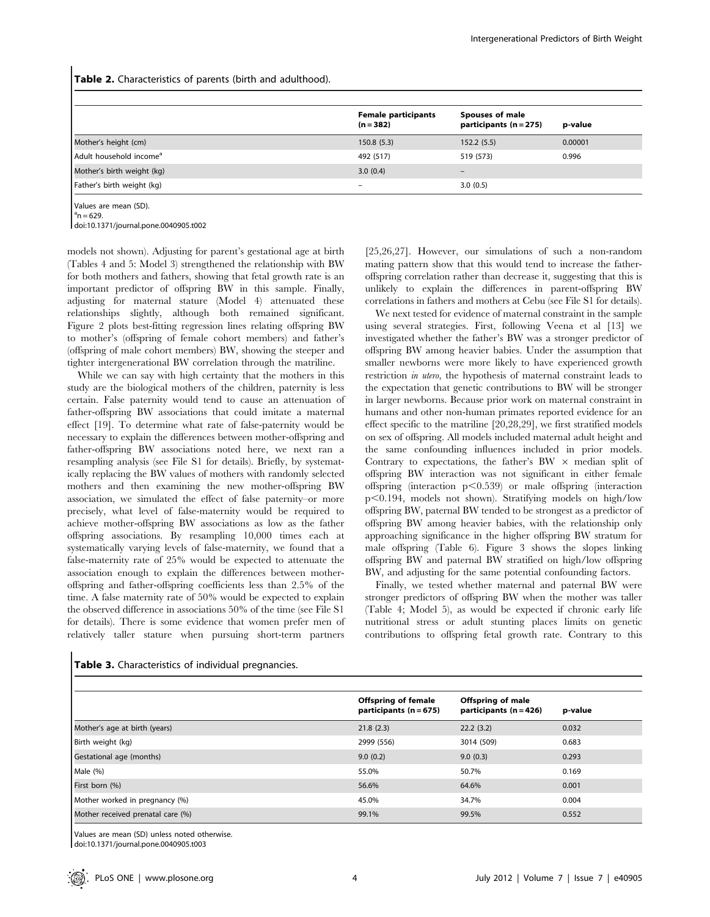**Table 2.** Characteristics of parents (birth and adulthood).

| | Female participants (n = 382) | Spouses of male participants (n = 275) | p-value |
|---|---|---|---|
| Mother's height (cm) | 150.8 (5.3) | 152.2 (5.5) | 0.00001 |
| Adult household income[a] | 492 (517) | 519 (573) | 0.996 |
| Mother's birth weight (kg) | 3.0 (0.4) | – | |
| Father's birth weight (kg) | – | 3.0 (0.5) | |

Values are mean (SD).
[a]n = 629.
doi:10.1371/journal.pone.0040905.t002

models not shown). Adjusting for parent's gestational age at birth (Tables 4 and 5: Model 3) strengthened the relationship with BW for both mothers and fathers, showing that fetal growth rate is an important predictor of offspring BW in this sample. Finally, adjusting for maternal stature (Model 4) attenuated these relationships slightly, although both remained significant. Figure 2 plots best-fitting regression lines relating offspring BW to mother's (offspring of female cohort members) and father's (offspring of male cohort members) BW, showing the steeper and tighter intergenerational BW correlation through the matriline.

While we can say with high certainty that the mothers in this study are the biological mothers of the children, paternity is less certain. False paternity would tend to cause an attenuation of father-offspring BW associations that could imitate a maternal effect [19]. To determine what rate of false-paternity would be necessary to explain the differences between mother-offspring and father-offspring BW associations noted here, we next ran a resampling analysis (see File S1 for details). Briefly, by systematically replacing the BW values of mothers with randomly selected mothers and then examining the new mother-offspring BW association, we simulated the effect of false paternity–or more precisely, what level of false-maternity would be required to achieve mother-offspring BW associations as low as the father offspring associations. By resampling 10,000 times each at systematically varying levels of false-maternity, we found that a false-maternity rate of 25% would be expected to attenuate the association enough to explain the differences between mother-offspring and father-offspring coefficients less than 2.5% of the time. A false maternity rate of 50% would be expected to explain the observed difference in associations 50% of the time (see File S1 for details). There is some evidence that women prefer men of relatively taller stature when pursuing short-term partners [25,26,27]. However, our simulations of such a non-random mating pattern show that this would tend to increase the father-offspring correlation rather than decrease it, suggesting that this is unlikely to explain the differences in parent-offspring BW correlations in fathers and mothers at Cebu (see File S1 for details).

We next tested for evidence of maternal constraint in the sample using several strategies. First, following Veena et al [13] we investigated whether the father's BW was a stronger predictor of offspring BW among heavier babies. Under the assumption that smaller newborns were more likely to have experienced growth restriction *in utero*, the hypothesis of maternal constraint leads to the expectation that genetic contributions to BW will be stronger in larger newborns. Because prior work on maternal constraint in humans and other non-human primates reported evidence for an effect specific to the matriline [20,28,29], we first stratified models on sex of offspring. All models included maternal adult height and the same confounding influences included in prior models. Contrary to expectations, the father's BW × median split of offspring BW interaction was not significant in either female offspring (interaction $p<0.539$) or male offspring (interaction $p<0.194$, models not shown). Stratifying models on high/low offspring BW, paternal BW tended to be strongest as a predictor of offspring BW among heavier babies, with the relationship only approaching significance in the higher offspring BW stratum for male offspring (Table 6). Figure 3 shows the slopes linking offspring BW and paternal BW stratified on high/low offspring BW, and adjusting for the same potential confounding factors.

Finally, we tested whether maternal and paternal BW were stronger predictors of offspring BW when the mother was taller (Table 4; Model 5), as would be expected if chronic early life nutritional stress or adult stunting places limits on genetic contributions to offspring fetal growth rate. Contrary to this

**Table 3.** Characteristics of individual pregnancies.

| | Offspring of female participants (n = 675) | Offspring of male participants (n = 426) | p-value |
|---|---|---|---|
| Mother's age at birth (years) | 21.8 (2.3) | 22.2 (3.2) | 0.032 |
| Birth weight (kg) | 2999 (556) | 3014 (509) | 0.683 |
| Gestational age (months) | 9.0 (0.2) | 9.0 (0.3) | 0.293 |
| Male (%) | 55.0% | 50.7% | 0.169 |
| First born (%) | 56.6% | 64.6% | 0.001 |
| Mother worked in pregnancy (%) | 45.0% | 34.7% | 0.004 |
| Mother received prenatal care (%) | 99.1% | 99.5% | 0.552 |

Values are mean (SD) unless noted otherwise.
doi:10.1371/journal.pone.0040905.t003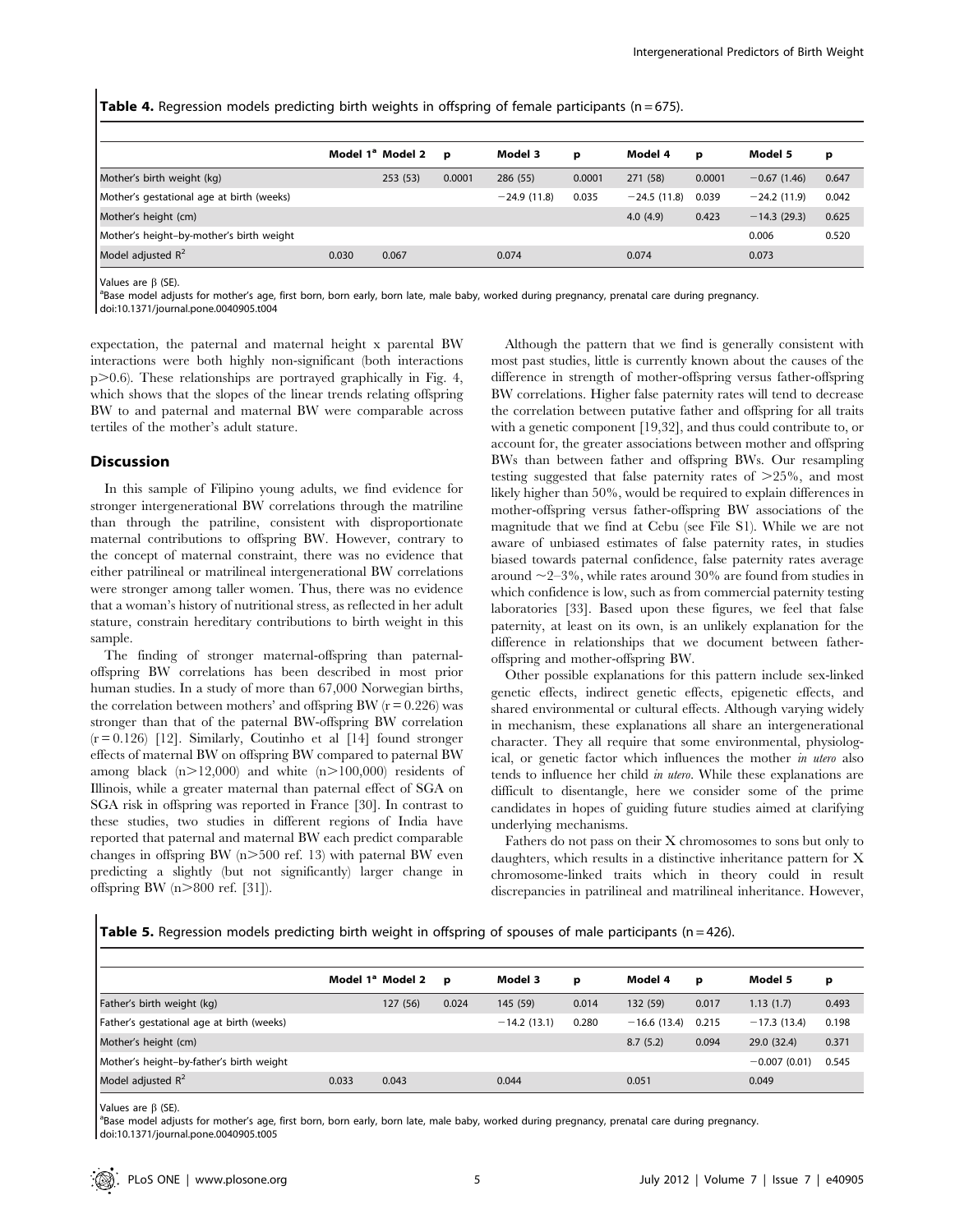**Table 4.** Regression models predicting birth weights in offspring of female participants (n = 675).

| | Model 1[a] | Model 2 | p | Model 3 | p | Model 4 | p | Model 5 | p |
|---|---|---|---|---|---|---|---|---|---|
| Mother's birth weight (kg) | | 253 (53) | 0.0001 | 286 (55) | 0.0001 | 271 (58) | 0.0001 | −0.67 (1.46) | 0.647 |
| Mother's gestational age at birth (weeks) | | | | −24.9 (11.8) | 0.035 | −24.5 (11.8) | 0.039 | −24.2 (11.9) | 0.042 |
| Mother's height (cm) | | | | | | 4.0 (4.9) | 0.423 | −14.3 (29.3) | 0.625 |
| Mother's height–by-mother's birth weight | | | | | | | | 0.006 | 0.520 |
| Model adjusted $R^2$ | 0.030 | 0.067 | | 0.074 | | 0.074 | | 0.073 | |

Values are β (SE).
[a]Base model adjusts for mother's age, first born, born early, born late, male baby, worked during pregnancy, prenatal care during pregnancy.
doi:10.1371/journal.pone.0040905.t004

expectation, the paternal and maternal height x parental BW interactions were both highly non-significant (both interactions $p > 0.6$). These relationships are portrayed graphically in Fig. 4, which shows that the slopes of the linear trends relating offspring BW to and paternal and maternal BW were comparable across tertiles of the mother's adult stature.

## Discussion

In this sample of Filipino young adults, we find evidence for stronger intergenerational BW correlations through the matriline than through the patriline, consistent with disproportionate maternal contributions to offspring BW. However, contrary to the concept of maternal constraint, there was no evidence that either patrilineal or matrilineal intergenerational BW correlations were stronger among taller women. Thus, there was no evidence that a woman's history of nutritional stress, as reflected in her adult stature, constrain hereditary contributions to birth weight in this sample.

The finding of stronger maternal-offspring than paternal-offspring BW correlations has been described in most prior human studies. In a study of more than 67,000 Norwegian births, the correlation between mothers' and offspring BW ($r = 0.226$) was stronger than that of the paternal BW-offspring BW correlation ($r = 0.126$) [12]. Similarly, Coutinho et al [14] found stronger effects of maternal BW on offspring BW compared to paternal BW among black ($n > 12{,}000$) and white ($n > 100{,}000$) residents of Illinois, while a greater maternal than paternal effect of SGA on SGA risk in offspring was reported in France [30]. In contrast to these studies, two studies in different regions of India have reported that paternal and maternal BW each predict comparable changes in offspring BW ($n > 500$ ref. 13) with paternal BW even predicting a slightly (but not significantly) larger change in offspring BW ($n > 800$ ref. [31]).

Although the pattern that we find is generally consistent with most past studies, little is currently known about the causes of the difference in strength of mother-offspring versus father-offspring BW correlations. Higher false paternity rates will tend to decrease the correlation between putative father and offspring for all traits with a genetic component [19,32], and thus could contribute to, or account for, the greater associations between mother and offspring BWs than between father and offspring BWs. Our resampling testing suggested that false paternity rates of >25%, and most likely higher than 50%, would be required to explain differences in mother-offspring versus father-offspring BW associations of the magnitude that we find at Cebu (see File S1). While we are not aware of unbiased estimates of false paternity rates, in studies biased towards paternal confidence, false paternity rates average around ~2–3%, while rates around 30% are found from studies in which confidence is low, such as from commercial paternity testing laboratories [33]. Based upon these figures, we feel that false paternity, at least on its own, is an unlikely explanation for the difference in relationships that we document between father-offspring and mother-offspring BW.

Other possible explanations for this pattern include sex-linked genetic effects, indirect genetic effects, epigenetic effects, and shared environmental or cultural effects. Although varying widely in mechanism, these explanations all share an intergenerational character. They all require that some environmental, physiological, or genetic factor which influences the mother *in utero* also tends to influence her child *in utero*. While these explanations are difficult to disentangle, here we consider some of the prime candidates in hopes of guiding future studies aimed at clarifying underlying mechanisms.

Fathers do not pass on their X chromosomes to sons but only to daughters, which results in a distinctive inheritance pattern for X chromosome-linked traits which in theory could in result discrepancies in patrilineal and matrilineal inheritance. However,

**Table 5.** Regression models predicting birth weight in offspring of spouses of male participants (n = 426).

| | Model 1[a] | Model 2 | p | Model 3 | p | Model 4 | p | Model 5 | p |
|---|---|---|---|---|---|---|---|---|---|
| Father's birth weight (kg) | | 127 (56) | 0.024 | 145 (59) | 0.014 | 132 (59) | 0.017 | 1.13 (1.7) | 0.493 |
| Father's gestational age at birth (weeks) | | | | −14.2 (13.1) | 0.280 | −16.6 (13.4) | 0.215 | −17.3 (13.4) | 0.198 |
| Mother's height (cm) | | | | | | 8.7 (5.2) | 0.094 | 29.0 (32.4) | 0.371 |
| Mother's height–by-father's birth weight | | | | | | | | −0.007 (0.01) | 0.545 |
| Model adjusted $R^2$ | 0.033 | 0.043 | | 0.044 | | 0.051 | | 0.049 | |

Values are β (SE).
[a]Base model adjusts for mother's age, first born, born early, born late, male baby, worked during pregnancy, prenatal care during pregnancy.
doi:10.1371/journal.pone.0040905.t005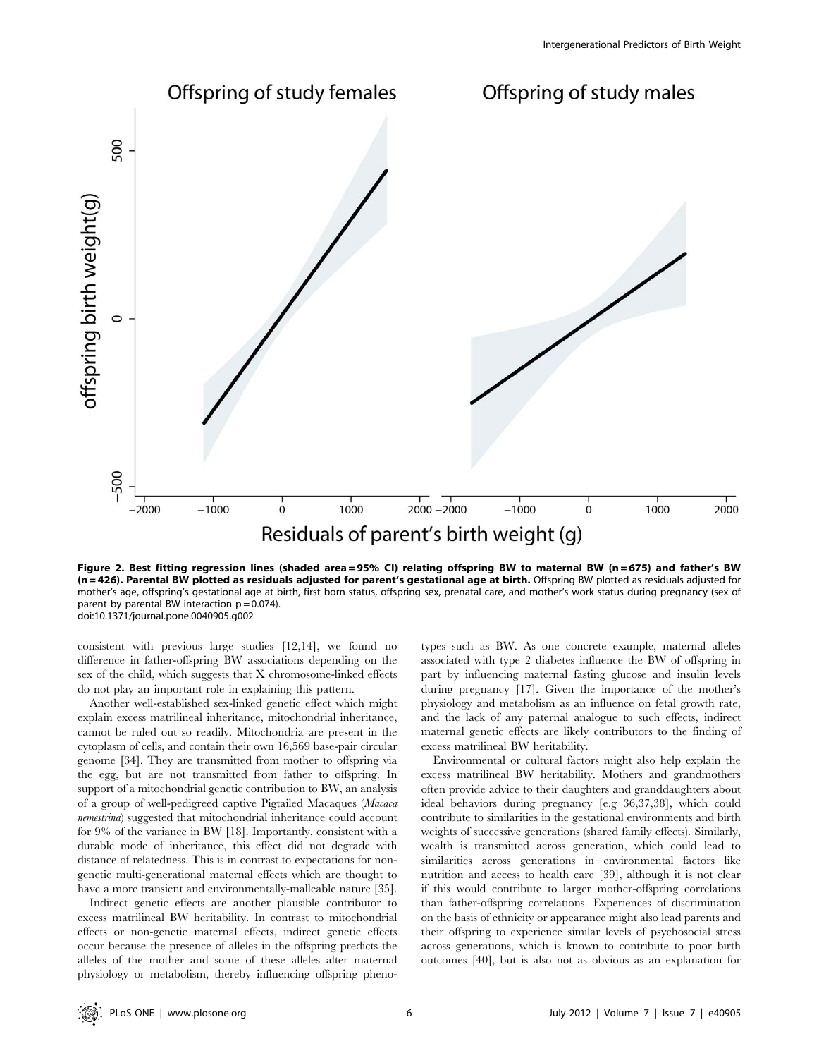**Figure 2. Best fitting regression lines (shaded area = 95% CI) relating offspring BW to maternal BW (n = 675) and father's BW (n = 426). Parental BW plotted as residuals adjusted for parent's gestational age at birth.** Offspring BW plotted as residuals adjusted for mother's age, offspring's gestational age at birth, first born status, offspring sex, prenatal care, and mother's work status during pregnancy (sex of parent by parental BW interaction $p = 0.074$).
doi:10.1371/journal.pone.0040905.g002

consistent with previous large studies [12,14], we found no difference in father-offspring BW associations depending on the sex of the child, which suggests that X chromosome-linked effects do not play an important role in explaining this pattern.

Another well-established sex-linked genetic effect which might explain excess matrilineal inheritance, mitochondrial inheritance, cannot be ruled out so readily. Mitochondria are present in the cytoplasm of cells, and contain their own 16,569 base-pair circular genome [34]. They are transmitted from mother to offspring via the egg, but are not transmitted from father to offspring. In support of a mitochondrial genetic contribution to BW, an analysis of a group of well-pedigreed captive Pigtailed Macaques (*Macaca nemestrina*) suggested that mitochondrial inheritance could account for 9% of the variance in BW [18]. Importantly, consistent with a durable mode of inheritance, this effect did not degrade with distance of relatedness. This is in contrast to expectations for non-genetic multi-generational maternal effects which are thought to have a more transient and environmentally-malleable nature [35].

Indirect genetic effects are another plausible contributor to excess matrilineal BW heritability. In contrast to mitochondrial effects or non-genetic maternal effects, indirect genetic effects occur because the presence of alleles in the offspring predicts the alleles of the mother and some of these alleles alter maternal physiology or metabolism, thereby influencing offspring phenotypes such as BW. As one concrete example, maternal alleles associated with type 2 diabetes influence the BW of offspring in part by influencing maternal fasting glucose and insulin levels during pregnancy [17]. Given the importance of the mother's physiology and metabolism as an influence on fetal growth rate, and the lack of any paternal analogue to such effects, indirect maternal genetic effects are likely contributors to the finding of excess matrilineal BW heritability.

Environmental or cultural factors might also help explain the excess matrilineal BW heritability. Mothers and grandmothers often provide advice to their daughters and granddaughters about ideal behaviors during pregnancy [e.g 36,37,38], which could contribute to similarities in the gestational environments and birth weights of successive generations (shared family effects). Similarly, wealth is transmitted across generation, which could lead to similarities across generations in environmental factors like nutrition and access to health care [39], although it is not clear if this would contribute to larger mother-offspring correlations than father-offspring correlations. Experiences of discrimination on the basis of ethnicity or appearance might also lead parents and their offspring to experience similar levels of psychosocial stress across generations, which is known to contribute to poor birth outcomes [40], but is also not as obvious as an explanation for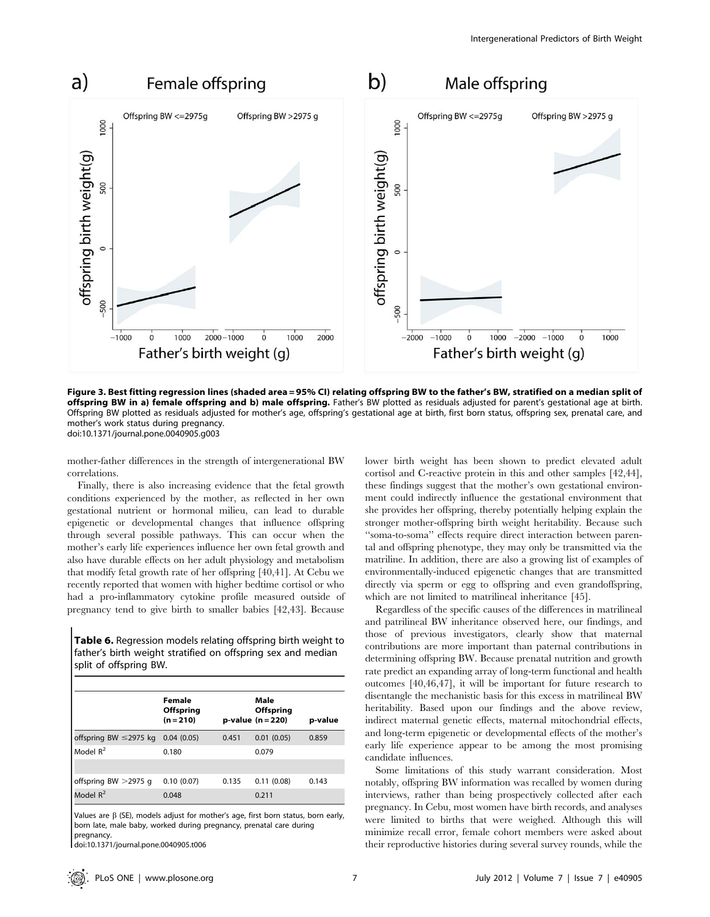**Figure 3. Best fitting regression lines (shaded area = 95% CI) relating offspring BW to the father's BW, stratified on a median split of offspring BW in a) female offspring and b) male offspring.** Father's BW plotted as residuals adjusted for parent's gestational age at birth. Offspring BW plotted as residuals adjusted for mother's age, offspring's gestational age at birth, first born status, offspring sex, prenatal care, and mother's work status during pregnancy.
doi:10.1371/journal.pone.0040905.g003

mother-father differences in the strength of intergenerational BW correlations.

Finally, there is also increasing evidence that the fetal growth conditions experienced by the mother, as reflected in her own gestational nutrient or hormonal milieu, can lead to durable epigenetic or developmental changes that influence offspring through several possible pathways. This can occur when the mother's early life experiences influence her own fetal growth and also have durable effects on her adult physiology and metabolism that modify fetal growth rate of her offspring [40,41]. At Cebu we recently reported that women with higher bedtime cortisol or who had a pro-inflammatory cytokine profile measured outside of pregnancy tend to give birth to smaller babies [42,43]. Because lower birth weight has been shown to predict elevated adult cortisol and C-reactive protein in this and other samples [42,44], these findings suggest that the mother's own gestational environment could indirectly influence the gestational environment that she provides her offspring, thereby potentially helping explain the stronger mother-offspring birth weight heritability. Because such "soma-to-soma" effects require direct interaction between parental and offspring phenotype, they may only be transmitted via the matriline. In addition, there are also a growing list of examples of environmentally-induced epigenetic changes that are transmitted directly via sperm or egg to offspring and even grandoffspring, which are not limited to matrilineal inheritance [45].

**Table 6.** Regression models relating offspring birth weight to father's birth weight stratified on offspring sex and median split of offspring BW.

| | Female Offspring (n = 210) | p-value | Male Offspring (n = 220) | p-value |
|---|---|---|---|---|
| offspring BW ≤2975 kg | 0.04 (0.05) | 0.451 | 0.01 (0.05) | 0.859 |
| Model $R^2$ | 0.180 | | 0.079 | |
| | | | | |
| offspring BW >2975 g | 0.10 (0.07) | 0.135 | 0.11 (0.08) | 0.143 |
| Model $R^2$ | 0.048 | | 0.211 | |

Values are β (SE), models adjust for mother's age, first born status, born early, born late, male baby, worked during pregnancy, prenatal care during pregnancy.
doi:10.1371/journal.pone.0040905.t006

Regardless of the specific causes of the differences in matrilineal and patrilineal BW inheritance observed here, our findings, and those of previous investigators, clearly show that maternal contributions are more important than paternal contributions in determining offspring BW. Because prenatal nutrition and growth rate predict an expanding array of long-term functional and health outcomes [40,46,47], it will be important for future research to disentangle the mechanistic basis for this excess in matrilineal BW heritability. Based upon our findings and the above review, indirect maternal genetic effects, maternal mitochondrial effects, and long-term epigenetic or developmental effects of the mother's early life experience appear to be among the most promising candidate influences.

Some limitations of this study warrant consideration. Most notably, offspring BW information was recalled by women during interviews, rather than being prospectively collected after each pregnancy. In Cebu, most women have birth records, and analyses were limited to births that were weighed. Although this will minimize recall error, female cohort members were asked about their reproductive histories during several survey rounds, while the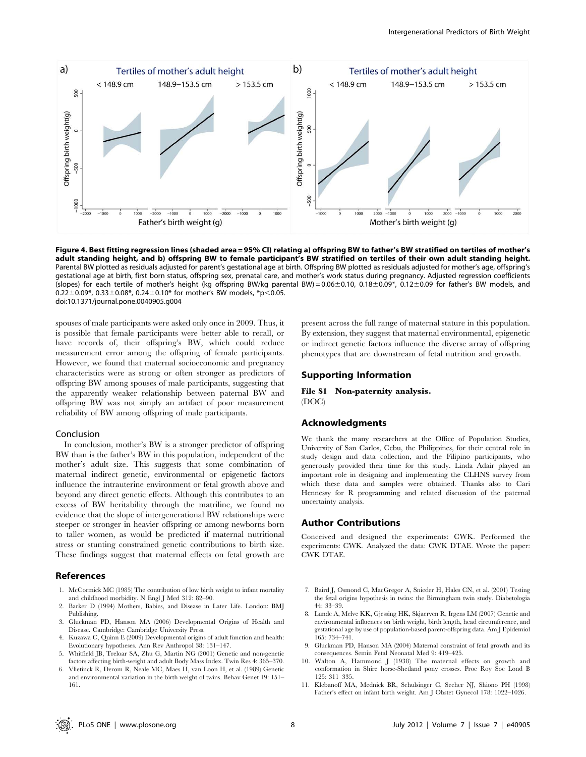a) Tertiles of mother's adult height

< 148.9 cm    148.9–153.5 cm    > 153.5 cm

Offspring birth weight(g)

500
0
−500
−1000

−2000 −1000 0 1000 −2000 −1000 0 1000 −2000 −1000 0 1000

Father's birth weight (g)

b) Tertiles of mother's adult height

< 148.9 cm    148.9–153.5 cm    > 153.5 cm

Offspring birth weight(g)

1000
500
0
−500

−1000 0 1000 2000 −1000 0 1000 2000 −1000 0 1000 2000

Mother's birth weight (g)

**Figure 4. Best fitting regression lines (shaded area = 95% CI) relating a) offspring BW to father's BW stratified on tertiles of mother's adult standing height, and b) offspring BW to female participant's BW stratified on tertiles of their own adult standing height.** Parental BW plotted as residuals adjusted for parent's gestational age at birth. Offspring BW plotted as residuals adjusted for mother's age, offspring's gestational age at birth, first born status, offspring sex, prenatal care, and mother's work status during pregnancy. Adjusted regression coefficients (slopes) for each tertile of mother's height (kg offspring BW/kg parental BW) = 0.06±0.10, 0.18±0.09*, 0.12±0.09 for father's BW models, and 0.22±0.09*, 0.33±0.08*, 0.24±0.10* for mother's BW models, *$p<0.05$.
doi:10.1371/journal.pone.0040905.g004

spouses of male participants were asked only once in 2009. Thus, it is possible that female participants were better able to recall, or have records of, their offspring's BW, which could reduce measurement error among the offspring of female participants. However, we found that maternal socioeconomic and pregnancy characteristics were as strong or often stronger as predictors of offspring BW among spouses of male participants, suggesting that the apparently weaker relationship between paternal BW and offspring BW was not simply an artifact of poor measurement reliability of BW among offspring of male participants.

### Conclusion

In conclusion, mother's BW is a stronger predictor of offspring BW than is the father's BW in this population, independent of the mother's adult size. This suggests that some combination of maternal indirect genetic, environmental or epigenetic factors influence the intrauterine environment or fetal growth above and beyond any direct genetic effects. Although this contributes to an excess of BW heritability through the matriline, we found no evidence that the slope of intergenerational BW relationships were steeper or stronger in heavier offspring or among newborns born to taller women, as would be predicted if maternal nutritional stress or stunting constrained genetic contributions to birth size. These findings suggest that maternal effects on fetal growth are present across the full range of maternal stature in this population. By extension, they suggest that maternal environmental, epigenetic or indirect genetic factors influence the diverse array of offspring phenotypes that are downstream of fetal nutrition and growth.

## Supporting Information

**File S1 Non-paternity analysis.**
(DOC)

## Acknowledgments

We thank the many researchers at the Office of Population Studies, University of San Carlos, Cebu, the Philippines, for their central role in study design and data collection, and the Filipino participants, who generously provided their time for this study. Linda Adair played an important role in designing and implementing the CLHNS survey from which these data and samples were obtained. Thanks also to Cari Hennessy for R programming and related discussion of the paternal uncertainty analysis.

## Author Contributions

Conceived and designed the experiments: CWK. Performed the experiments: CWK. Analyzed the data: CWK DTAE. Wrote the paper: CWK DTAE.

## References

1. McCormick MC (1985) The contribution of low birth weight to infant mortality and childhood morbidity. N Engl J Med 312: 82–90.
2. Barker D (1994) Mothers, Babies, and Disease in Later Life. London: BMJ Publishing.
3. Gluckman PD, Hanson MA (2006) Developmental Origins of Health and Disease. Cambridge: Cambridge University Press.
4. Kuzawa C, Quinn E (2009) Developmental origins of adult function and health: Evolutionary hypotheses. Ann Rev Anthropol 38: 131–147.
5. Whitfield JB, Treloar SA, Zhu G, Martin NG (2001) Genetic and non-genetic factors affecting birth-weight and adult Body Mass Index. Twin Res 4: 365–370.
6. Vlietinck R, Derom R, Neale MC, Maes H, van Loon H, et al. (1989) Genetic and environmental variation in the birth weight of twins. Behav Genet 19: 151–161.
7. Baird J, Osmond C, MacGregor A, Snieder H, Hales CN, et al. (2001) Testing the fetal origins hypothesis in twins: the Birmingham twin study. Diabetologia 44: 33–39.
8. Lunde A, Melve KK, Gjessing HK, Skjaerven R, Irgens LM (2007) Genetic and environmental influences on birth weight, birth length, head circumference, and gestational age by use of population-based parent-offspring data. Am J Epidemiol 165: 734–741.
9. Gluckman PD, Hanson MA (2004) Maternal constraint of fetal growth and its consequences. Semin Fetal Neonatal Med 9: 419–425.
10. Walton A, Hammond J (1938) The maternal effects on growth and conformation in Shire horse-Shetland pony crosses. Proc Roy Soc Lond B 125: 311–335.
11. Klebanoff MA, Mednick BR, Schulsinger C, Secher NJ, Shiono PH (1998) Father's effect on infant birth weight. Am J Obstet Gynecol 178: 1022–1026.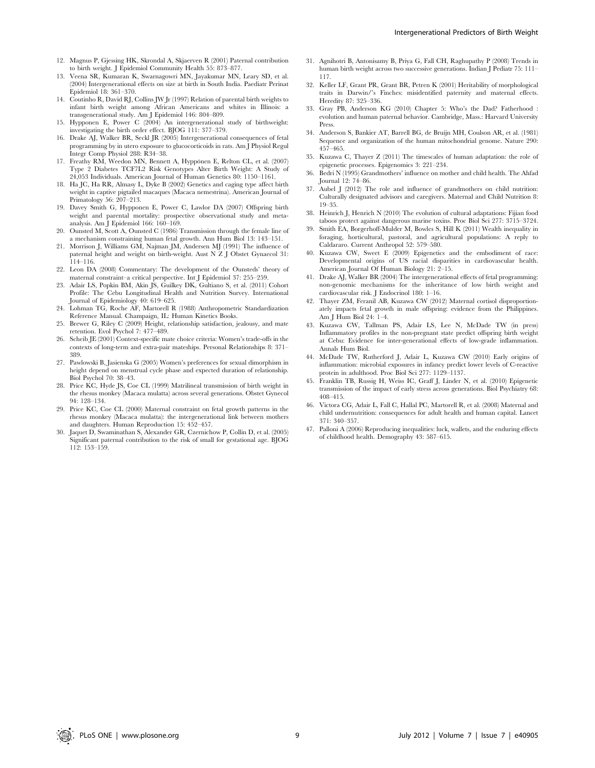12. Magnus P, Gjessing HK, Skrondal A, Skjaerven R (2001) Paternal contribution to birth weight. J Epidemiol Community Health 55: 873–877.
13. Veena SR, Kumaran K, Swarnagowri MN, Jayakumar MN, Leary SD, et al. (2004) Intergenerational effects on size at birth in South India. Paediatr Perinat Epidemiol 18: 361–370.
14. Coutinho R, David RJ, Collins JW Jr (1997) Relation of parental birth weights to infant birth weight among African Americans and whites in Illinois: a transgenerational study. Am J Epidemiol 146: 804–809.
15. Hypponen E, Power C (2004) An intergenerational study of birthweight: investigating the birth order effect. BJOG 111: 377–379.
16. Drake AJ, Walker BR, Seckl JR (2005) Intergenerational consequences of fetal programming by in utero exposure to glucocorticoids in rats. Am J Physiol Regul Integr Comp Physiol 288: R34–38.
17. Freathy RM, Weedon MN, Bennett A, Hyppönen E, Relton CL, et al. (2007) Type 2 Diabetes TCF7L2 Risk Genotypes Alter Birth Weight: A Study of 24,053 Individuals. American Journal of Human Genetics 80: 1150–1161.
18. Ha JC, Ha RR, Almasy L, Dyke B (2002) Genetics and caging type affect birth weight in captive pigtailed macaques (Macaca nemestrina). American Journal of Primatology 56: 207–213.
19. Davey Smith G, Hypponen E, Power C, Lawlor DA (2007) Offspring birth weight and parental mortality: prospective observational study and meta-analysis. Am J Epidemiol 166: 160–169.
20. Ounsted M, Scott A, Ounsted C (1986) Transmission through the female line of a mechanism constraining human fetal growth. Ann Hum Biol 13: 143–151.
21. Morrison J, Williams GM, Najman JM, Andersen MJ (1991) The influence of paternal height and weight on birth-weight. Aust N Z J Obstet Gynaecol 31: 114–116.
22. Leon DA (2008) Commentary: The development of the Ounsteds' theory of maternal constraint–a critical perspective. Int J Epidemiol 37: 255–259.
23. Adair LS, Popkin BM, Akin JS, Guilkey DK, Gultiano S, et al. (2011) Cohort Profile: The Cebu Longitudinal Health and Nutrition Survey. International Journal of Epidemiology 40: 619–625.
24. Lohman TG, Roche AF, Martorell R (1988) Anthropometric Standardization Reference Manual. Champaign, IL: Human Kinetics Books.
25. Brewer G, Riley C (2009) Height, relationship satisfaction, jealousy, and mate retention. Evol Psychol 7: 477–489.
26. Scheib JE (2001) Context-specific mate choice criteria: Women's trade-offs in the contexts of long-term and extra-pair mateships. Personal Relationships 8: 371–389.
27. Pawlowski B, Jasienska G (2005) Women's preferences for sexual dimorphism in height depend on menstrual cycle phase and expected duration of relationship. Biol Psychol 70: 38–43.
28. Price KC, Hyde JS, Coe CL (1999) Matrilineal transmission of birth weight in the rhesus monkey (Macaca mulatta) across several generations. Obstet Gynecol 94: 128–134.
29. Price KC, Coe CL (2000) Maternal constraint on fetal growth patterns in the rhesus monkey (Macaca mulatta): the intergenerational link between mothers and daughters. Human Reproduction 15: 452–457.
30. Jaquet D, Swaminathan S, Alexander GR, Czernichow P, Collin D, et al. (2005) Significant paternal contribution to the risk of small for gestational age. BJOG 112: 153–159.
31. Agnihotri B, Antonisamy B, Priya G, Fall CH, Raghupathy P (2008) Trends in human birth weight across two successive generations. Indian J Pediatr 75: 111–117.
32. Keller LF, Grant PR, Grant BR, Petren K (2001) Heritability of morphological traits in Darwin/'s Finches: misidentified paternity and maternal effects. Heredity 87: 325–336.
33. Gray PB, Anderson KG (2010) Chapter 5: Who's the Dad? Fatherhood : evolution and human paternal behavior. Cambridge, Mass.: Harvard University Press.
34. Anderson S, Bankier AT, Barrell BG, de Bruijn MH, Coulson AR, et al. (1981) Sequence and organization of the human mitochondrial genome. Nature 290: 457–465.
35. Kuzawa C, Thayer Z (2011) The timescales of human adaptation: the role of epigenetic processes. Epigenomics 3: 221–234.
36. Bedri N (1995) Grandmothers' influence on mother and child health. The Ahfad Journal 12: 74–86.
37. Aubel J (2012) The role and influence of grandmothers on child nutrition: Culturally designated advisors and caregivers. Maternal and Child Nutrition 8: 19–35.
38. Heinrich J, Henrich N (2010) The evolution of cultural adaptations: Fijian food taboos protect against dangerous marine toxins. Proc Biol Sci 277: 3715–3724.
39. Smith EA, Borgerhoff-Mulder M, Bowles S, Hill K (2011) Wealth inequality in foraging, horticultural, pastoral, and agricultural populations: A reply to Caldararo. Current Anthropol 52: 579–580.
40. Kuzawa CW, Sweet E (2009) Epigenetics and the embodiment of race: Developmental origins of US racial disparities in cardiovascular health. American Journal Of Human Biology 21: 2–15.
41. Drake AJ, Walker BR (2004) The intergenerational effects of fetal programming: non-genomic mechanisms for the inheritance of low birth weight and cardiovascular risk. J Endocrinol 180: 1–16.
42. Thayer ZM, Feranil AB, Kuzawa CW (2012) Maternal cortisol disproportionately impacts fetal growth in male offspring: evidence from the Philippines. Am J Hum Biol 24: 1–4.
43. Kuzawa CW, Tallman PS, Adair LS, Lee N, McDade TW (in press) Inflammatory profiles in the non-pregnant state predict offspring birth weight at Cebu: Evidence for inter-generational effects of low-grade inflammation. Annals Hum Biol.
44. McDade TW, Rutherford J, Adair L, Kuzawa CW (2010) Early origins of inflammation: microbial exposures in infancy predict lower levels of C-reactive protein in adulthood. Proc Biol Sci 277: 1129–1137.
45. Franklin TB, Russig H, Weiss IC, Graff J, Linder N, et al. (2010) Epigenetic transmission of the impact of early stress across generations. Biol Psychiatry 68: 408–415.
46. Victora CG, Adair L, Fall C, Hallal PC, Martorell R, et al. (2008) Maternal and child undernutrition: consequences for adult health and human capital. Lancet 371: 340–357.
47. Palloni A (2006) Reproducing inequalities: luck, wallets, and the enduring effects of childhood health. Demography 43: 587–615.